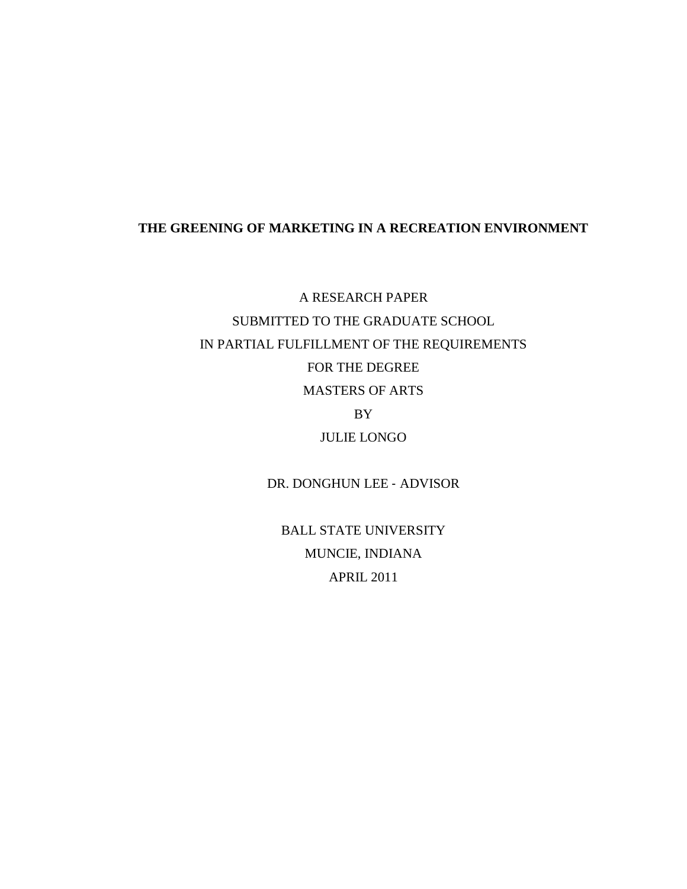# THE GREENING OF MARKETING IN A RECREATION ENVIRONMENT

A RESEARCH PAPER

SUBMITTED TO THE GRADUATE SCHOOL

IN PARTIAL FULFILLMENT OF THE REQUIREMENTS

FOR THE DEGREE

MASTERS OF ARTS

BY

JULIE LONGO

DR. DONGHUN LEE - ADVISOR

BALL STATE UNIVERSITY

MUNCIE, INDIANA

APRIL 2011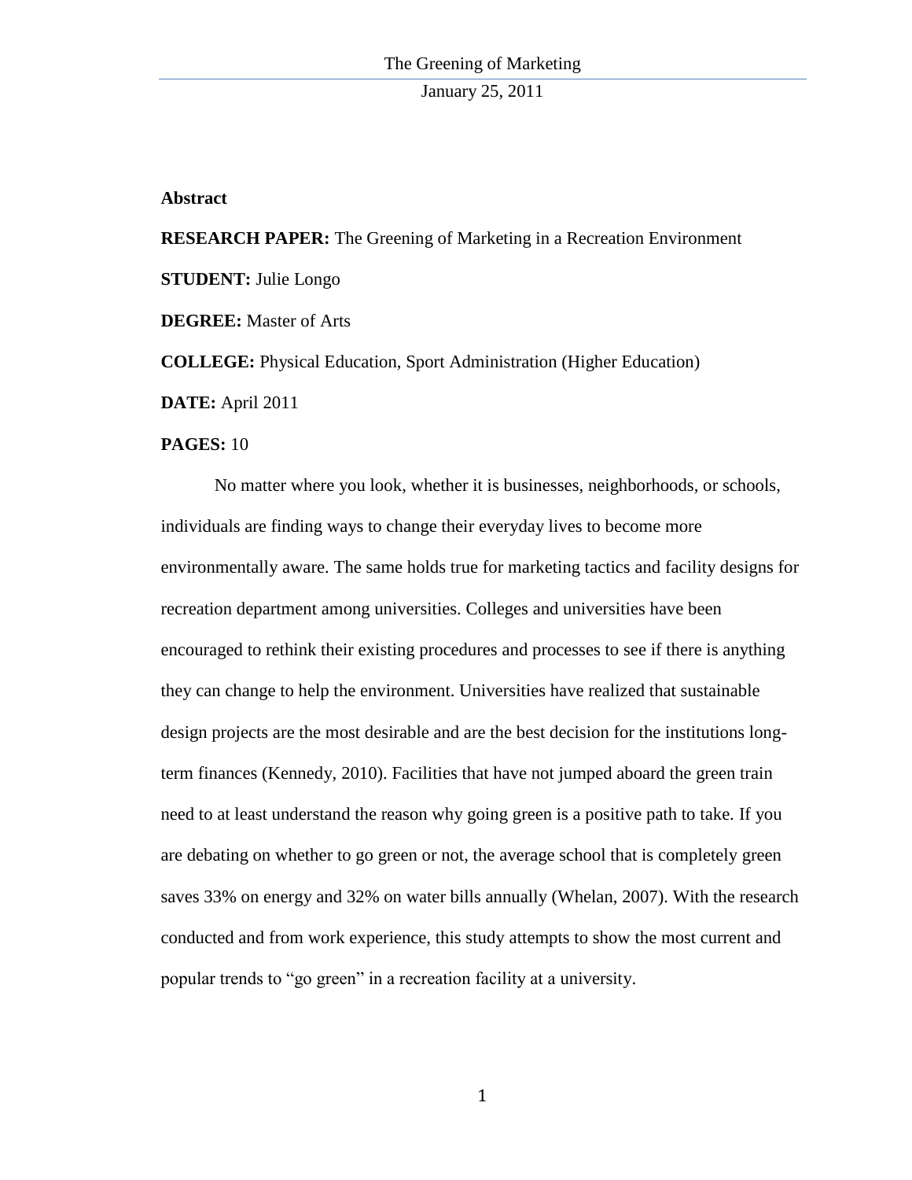**Abstract**

**RESEARCH PAPER:** The Greening of Marketing in a Recreation Environment

**STUDENT:** Julie Longo

**DEGREE:** Master of Arts

**COLLEGE:** Physical Education, Sport Administration (Higher Education)

**DATE:** April 2011

**PAGES:** 10

No matter where you look, whether it is businesses, neighborhoods, or schools, individuals are finding ways to change their everyday lives to become more environmentally aware. The same holds true for marketing tactics and facility designs for recreation department among universities. Colleges and universities have been encouraged to rethink their existing procedures and processes to see if there is anything they can change to help the environment. Universities have realized that sustainable design projects are the most desirable and are the best decision for the institutions long-term finances (Kennedy, 2010). Facilities that have not jumped aboard the green train need to at least understand the reason why going green is a positive path to take. If you are debating on whether to go green or not, the average school that is completely green saves 33% on energy and 32% on water bills annually (Whelan, 2007). With the research conducted and from work experience, this study attempts to show the most current and popular trends to "go green" in a recreation facility at a university.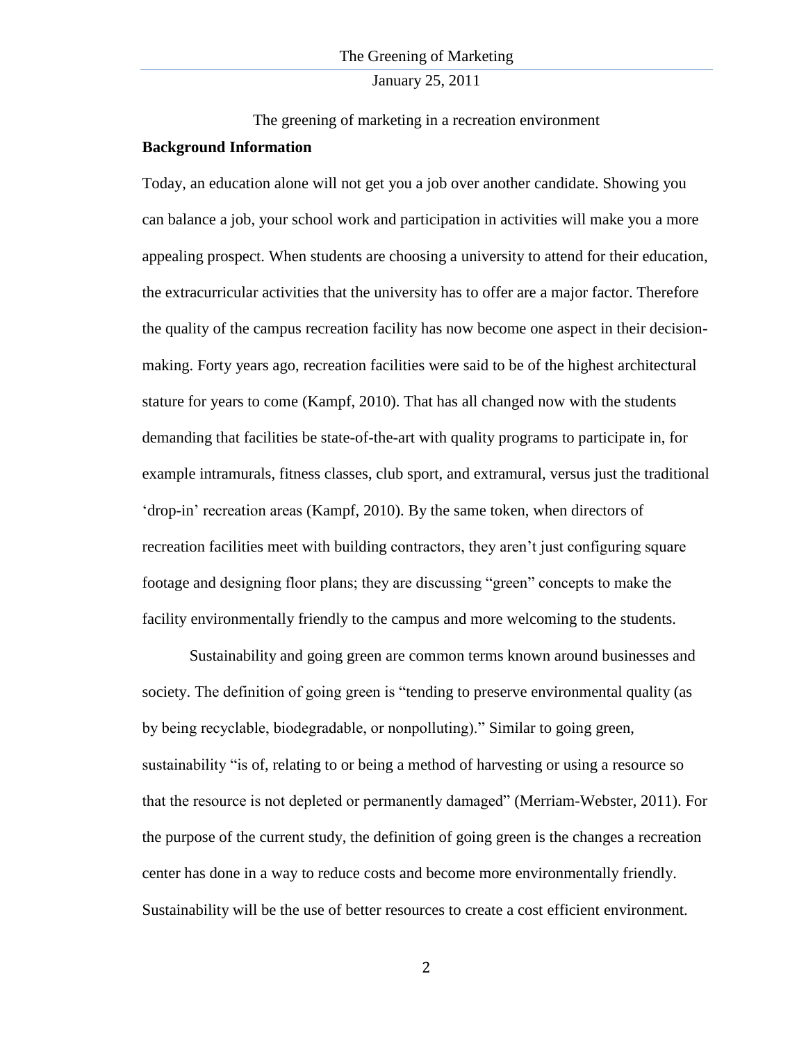The greening of marketing in a recreation environment

**Background Information**

Today, an education alone will not get you a job over another candidate. Showing you can balance a job, your school work and participation in activities will make you a more appealing prospect. When students are choosing a university to attend for their education, the extracurricular activities that the university has to offer are a major factor. Therefore the quality of the campus recreation facility has now become one aspect in their decision-making. Forty years ago, recreation facilities were said to be of the highest architectural stature for years to come (Kampf, 2010). That has all changed now with the students demanding that facilities be state-of-the-art with quality programs to participate in, for example intramurals, fitness classes, club sport, and extramural, versus just the traditional 'drop-in' recreation areas (Kampf, 2010). By the same token, when directors of recreation facilities meet with building contractors, they aren't just configuring square footage and designing floor plans; they are discussing "green" concepts to make the facility environmentally friendly to the campus and more welcoming to the students.

Sustainability and going green are common terms known around businesses and society. The definition of going green is "tending to preserve environmental quality (as by being recyclable, biodegradable, or nonpolluting)." Similar to going green, sustainability "is of, relating to or being a method of harvesting or using a resource so that the resource is not depleted or permanently damaged" (Merriam-Webster, 2011). For the purpose of the current study, the definition of going green is the changes a recreation center has done in a way to reduce costs and become more environmentally friendly. Sustainability will be the use of better resources to create a cost efficient environment.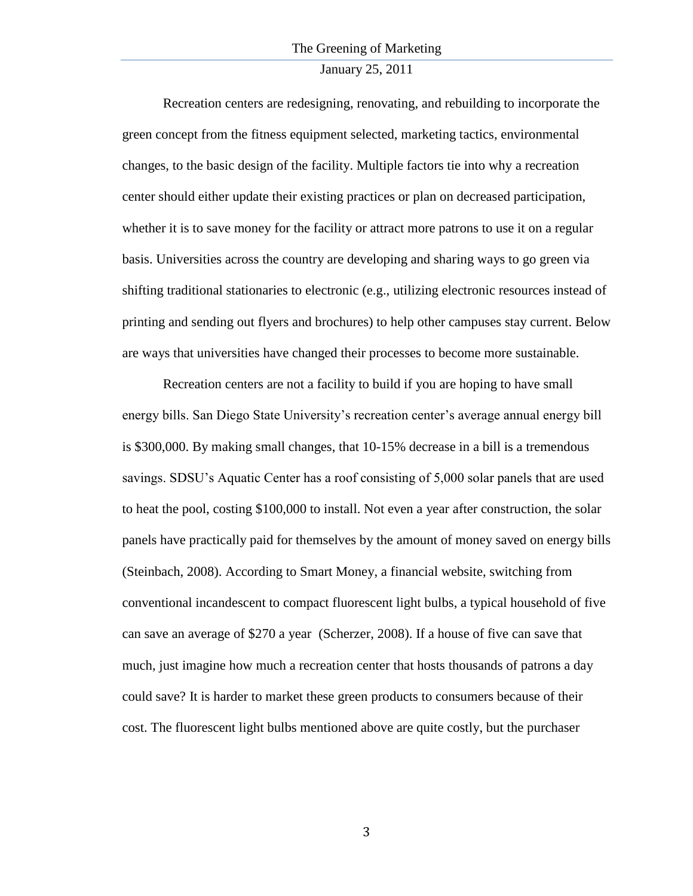Recreation centers are redesigning, renovating, and rebuilding to incorporate the green concept from the fitness equipment selected, marketing tactics, environmental changes, to the basic design of the facility. Multiple factors tie into why a recreation center should either update their existing practices or plan on decreased participation, whether it is to save money for the facility or attract more patrons to use it on a regular basis. Universities across the country are developing and sharing ways to go green via shifting traditional stationaries to electronic (e.g., utilizing electronic resources instead of printing and sending out flyers and brochures) to help other campuses stay current. Below are ways that universities have changed their processes to become more sustainable.

Recreation centers are not a facility to build if you are hoping to have small energy bills. San Diego State University's recreation center's average annual energy bill is $300,000. By making small changes, that 10-15% decrease in a bill is a tremendous savings. SDSU's Aquatic Center has a roof consisting of 5,000 solar panels that are used to heat the pool, costing $100,000 to install. Not even a year after construction, the solar panels have practically paid for themselves by the amount of money saved on energy bills (Steinbach, 2008). According to Smart Money, a financial website, switching from conventional incandescent to compact fluorescent light bulbs, a typical household of five can save an average of $270 a year (Scherzer, 2008). If a house of five can save that much, just imagine how much a recreation center that hosts thousands of patrons a day could save? It is harder to market these green products to consumers because of their cost. The fluorescent light bulbs mentioned above are quite costly, but the purchaser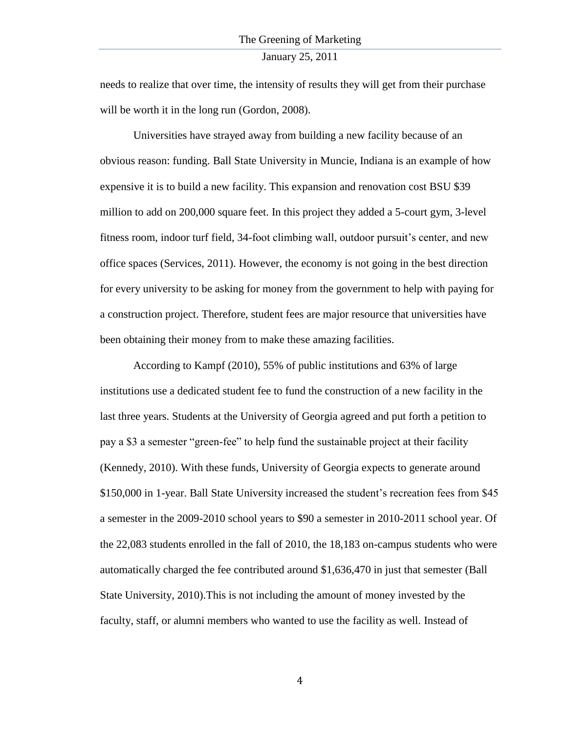needs to realize that over time, the intensity of results they will get from their purchase will be worth it in the long run (Gordon, 2008).

Universities have strayed away from building a new facility because of an obvious reason: funding. Ball State University in Muncie, Indiana is an example of how expensive it is to build a new facility. This expansion and renovation cost BSU $39 million to add on 200,000 square feet. In this project they added a 5-court gym, 3-level fitness room, indoor turf field, 34-foot climbing wall, outdoor pursuit's center, and new office spaces (Services, 2011). However, the economy is not going in the best direction for every university to be asking for money from the government to help with paying for a construction project. Therefore, student fees are major resource that universities have been obtaining their money from to make these amazing facilities.

According to Kampf (2010), 55% of public institutions and 63% of large institutions use a dedicated student fee to fund the construction of a new facility in the last three years. Students at the University of Georgia agreed and put forth a petition to pay a $3 a semester "green-fee" to help fund the sustainable project at their facility (Kennedy, 2010). With these funds, University of Georgia expects to generate around $150,000 in 1-year. Ball State University increased the student's recreation fees from $45 a semester in the 2009-2010 school years to $90 a semester in 2010-2011 school year. Of the 22,083 students enrolled in the fall of 2010, the 18,183 on-campus students who were automatically charged the fee contributed around $1,636,470 in just that semester (Ball State University, 2010).This is not including the amount of money invested by the faculty, staff, or alumni members who wanted to use the facility as well. Instead of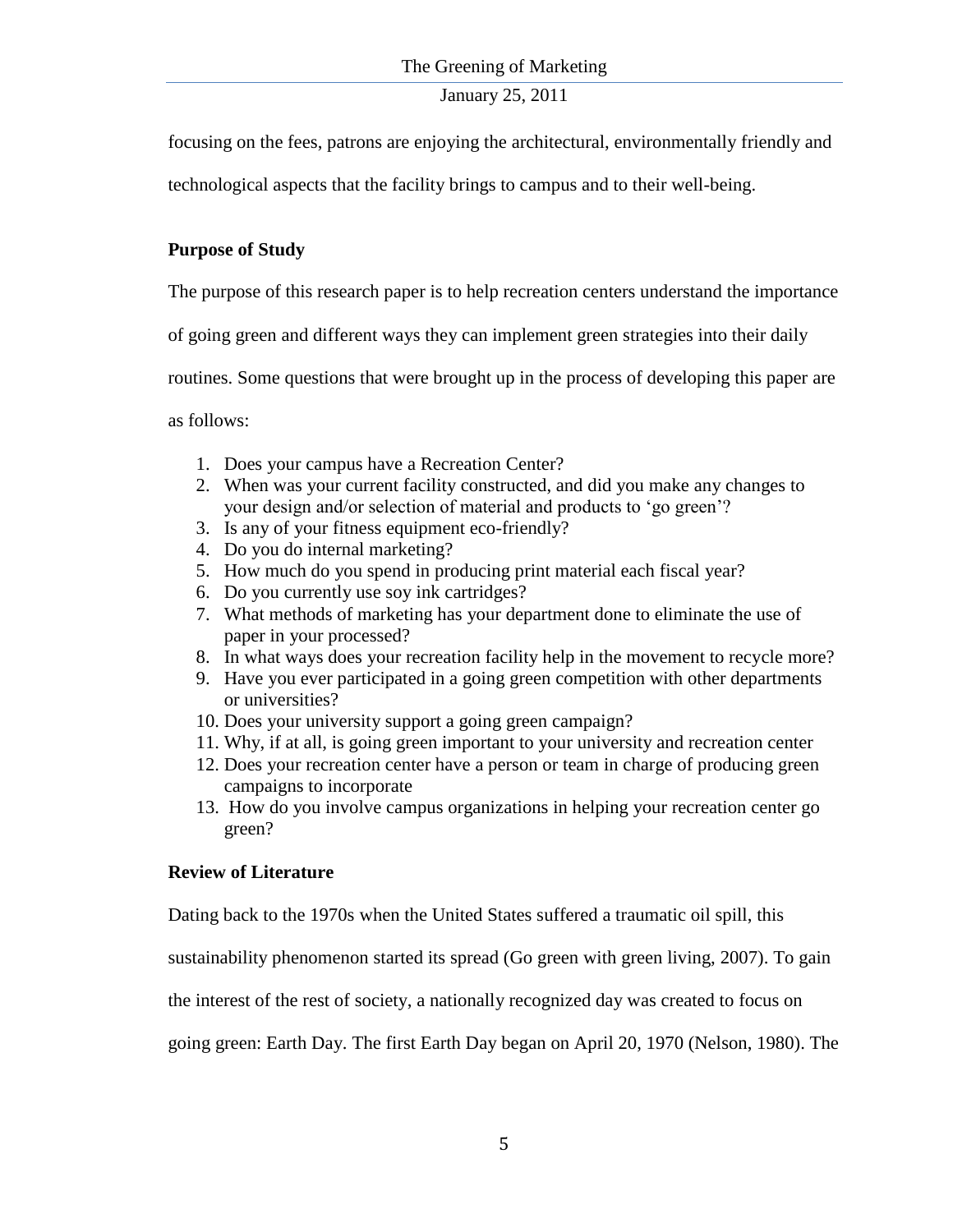focusing on the fees, patrons are enjoying the architectural, environmentally friendly and technological aspects that the facility brings to campus and to their well-being.

**Purpose of Study**

The purpose of this research paper is to help recreation centers understand the importance of going green and different ways they can implement green strategies into their daily routines. Some questions that were brought up in the process of developing this paper are as follows:

1. Does your campus have a Recreation Center?
2. When was your current facility constructed, and did you make any changes to your design and/or selection of material and products to 'go green'?
3. Is any of your fitness equipment eco-friendly?
4. Do you do internal marketing?
5. How much do you spend in producing print material each fiscal year?
6. Do you currently use soy ink cartridges?
7. What methods of marketing has your department done to eliminate the use of paper in your processed?
8. In what ways does your recreation facility help in the movement to recycle more?
9. Have you ever participated in a going green competition with other departments or universities?
10. Does your university support a going green campaign?
11. Why, if at all, is going green important to your university and recreation center
12. Does your recreation center have a person or team in charge of producing green campaigns to incorporate
13. How do you involve campus organizations in helping your recreation center go green?

**Review of Literature**

Dating back to the 1970s when the United States suffered a traumatic oil spill, this sustainability phenomenon started its spread (Go green with green living, 2007). To gain the interest of the rest of society, a nationally recognized day was created to focus on going green: Earth Day. The first Earth Day began on April 20, 1970 (Nelson, 1980). The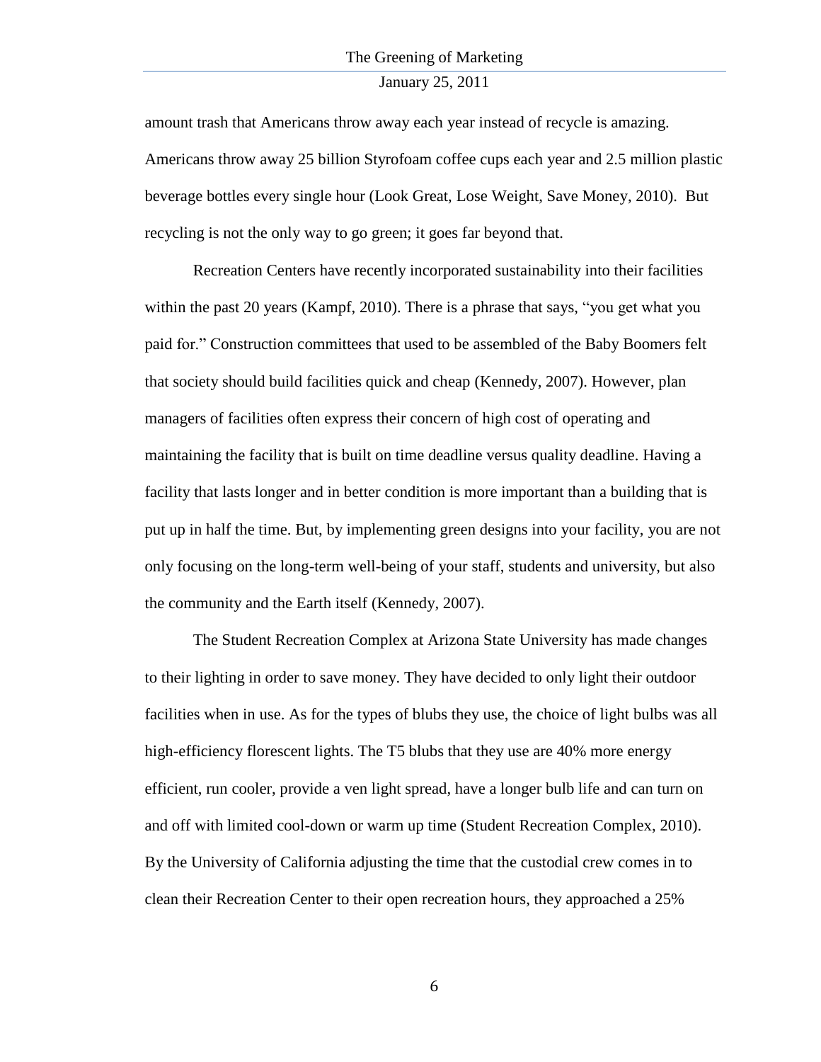amount trash that Americans throw away each year instead of recycle is amazing. Americans throw away 25 billion Styrofoam coffee cups each year and 2.5 million plastic beverage bottles every single hour (Look Great, Lose Weight, Save Money, 2010). But recycling is not the only way to go green; it goes far beyond that.

Recreation Centers have recently incorporated sustainability into their facilities within the past 20 years (Kampf, 2010). There is a phrase that says, "you get what you paid for." Construction committees that used to be assembled of the Baby Boomers felt that society should build facilities quick and cheap (Kennedy, 2007). However, plan managers of facilities often express their concern of high cost of operating and maintaining the facility that is built on time deadline versus quality deadline. Having a facility that lasts longer and in better condition is more important than a building that is put up in half the time. But, by implementing green designs into your facility, you are not only focusing on the long-term well-being of your staff, students and university, but also the community and the Earth itself (Kennedy, 2007).

The Student Recreation Complex at Arizona State University has made changes to their lighting in order to save money. They have decided to only light their outdoor facilities when in use. As for the types of blubs they use, the choice of light bulbs was all high-efficiency florescent lights. The T5 blubs that they use are 40% more energy efficient, run cooler, provide a ven light spread, have a longer bulb life and can turn on and off with limited cool-down or warm up time (Student Recreation Complex, 2010). By the University of California adjusting the time that the custodial crew comes in to clean their Recreation Center to their open recreation hours, they approached a 25%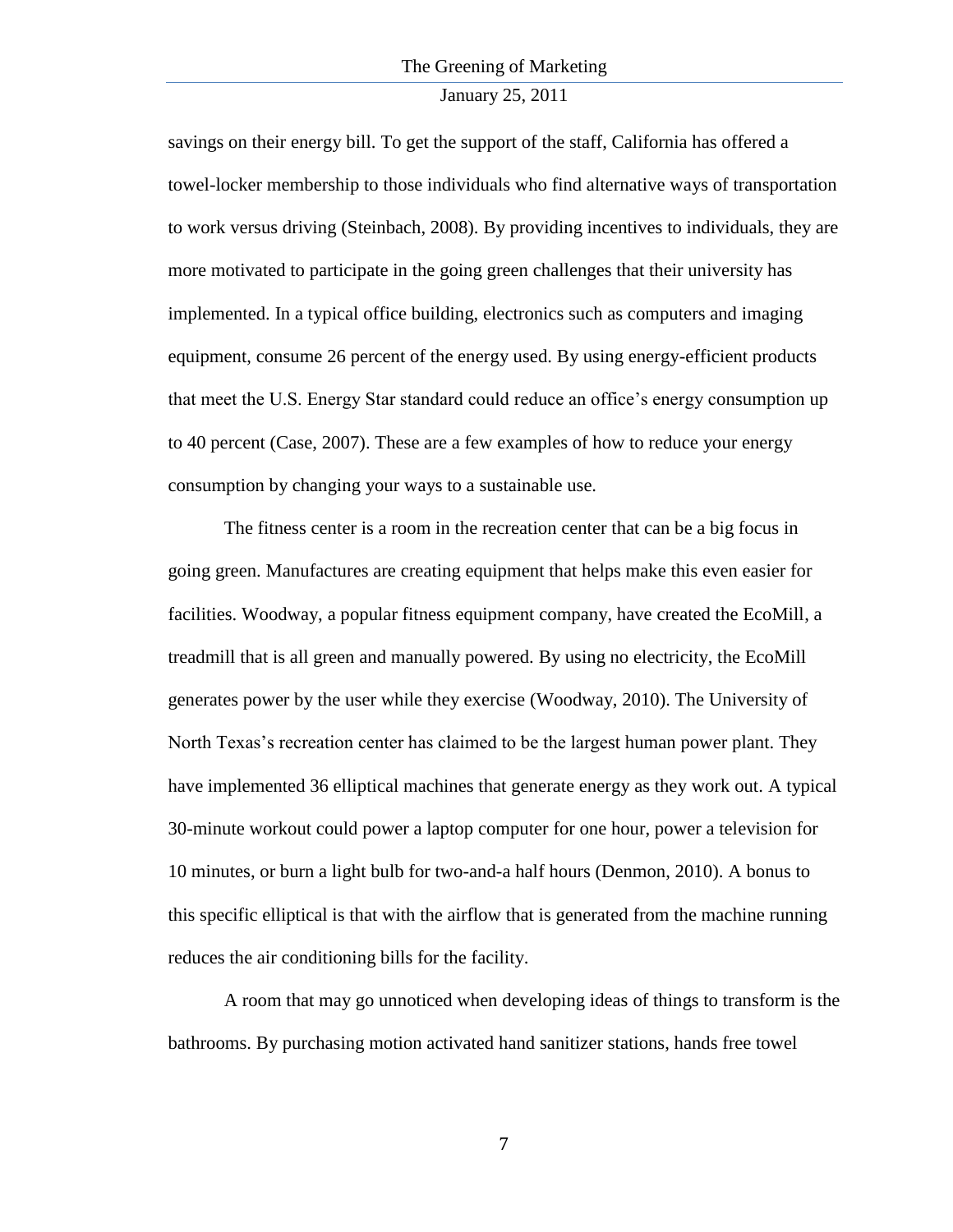savings on their energy bill. To get the support of the staff, California has offered a towel-locker membership to those individuals who find alternative ways of transportation to work versus driving (Steinbach, 2008). By providing incentives to individuals, they are more motivated to participate in the going green challenges that their university has implemented. In a typical office building, electronics such as computers and imaging equipment, consume 26 percent of the energy used. By using energy-efficient products that meet the U.S. Energy Star standard could reduce an office's energy consumption up to 40 percent (Case, 2007). These are a few examples of how to reduce your energy consumption by changing your ways to a sustainable use.

The fitness center is a room in the recreation center that can be a big focus in going green. Manufactures are creating equipment that helps make this even easier for facilities. Woodway, a popular fitness equipment company, have created the EcoMill, a treadmill that is all green and manually powered. By using no electricity, the EcoMill generates power by the user while they exercise (Woodway, 2010). The University of North Texas's recreation center has claimed to be the largest human power plant. They have implemented 36 elliptical machines that generate energy as they work out. A typical 30-minute workout could power a laptop computer for one hour, power a television for 10 minutes, or burn a light bulb for two-and-a half hours (Denmon, 2010). A bonus to this specific elliptical is that with the airflow that is generated from the machine running reduces the air conditioning bills for the facility.

A room that may go unnoticed when developing ideas of things to transform is the bathrooms. By purchasing motion activated hand sanitizer stations, hands free towel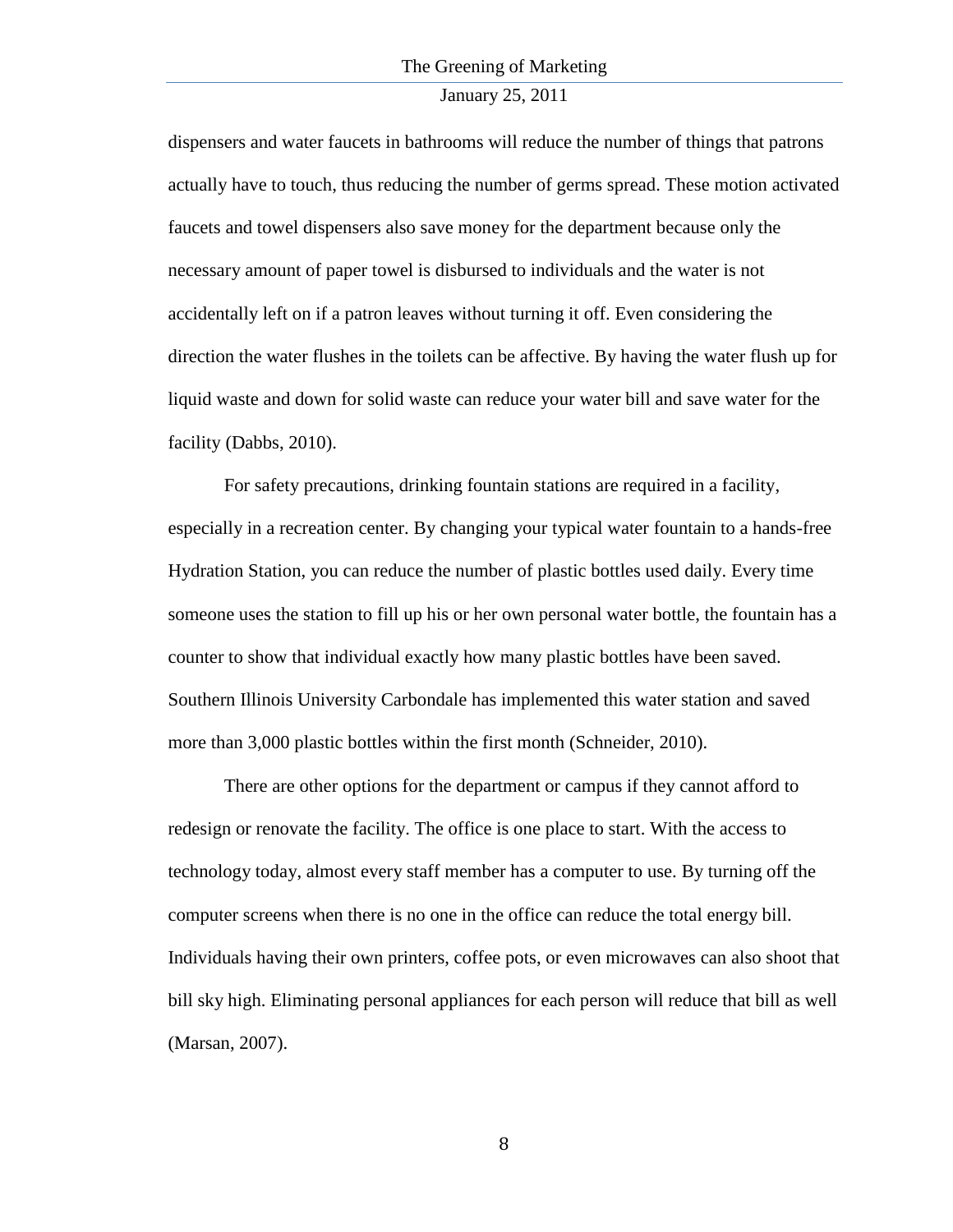dispensers and water faucets in bathrooms will reduce the number of things that patrons actually have to touch, thus reducing the number of germs spread. These motion activated faucets and towel dispensers also save money for the department because only the necessary amount of paper towel is disbursed to individuals and the water is not accidentally left on if a patron leaves without turning it off. Even considering the direction the water flushes in the toilets can be affective. By having the water flush up for liquid waste and down for solid waste can reduce your water bill and save water for the facility (Dabbs, 2010).

For safety precautions, drinking fountain stations are required in a facility, especially in a recreation center. By changing your typical water fountain to a hands-free Hydration Station, you can reduce the number of plastic bottles used daily. Every time someone uses the station to fill up his or her own personal water bottle, the fountain has a counter to show that individual exactly how many plastic bottles have been saved. Southern Illinois University Carbondale has implemented this water station and saved more than 3,000 plastic bottles within the first month (Schneider, 2010).

There are other options for the department or campus if they cannot afford to redesign or renovate the facility. The office is one place to start. With the access to technology today, almost every staff member has a computer to use. By turning off the computer screens when there is no one in the office can reduce the total energy bill. Individuals having their own printers, coffee pots, or even microwaves can also shoot that bill sky high. Eliminating personal appliances for each person will reduce that bill as well (Marsan, 2007).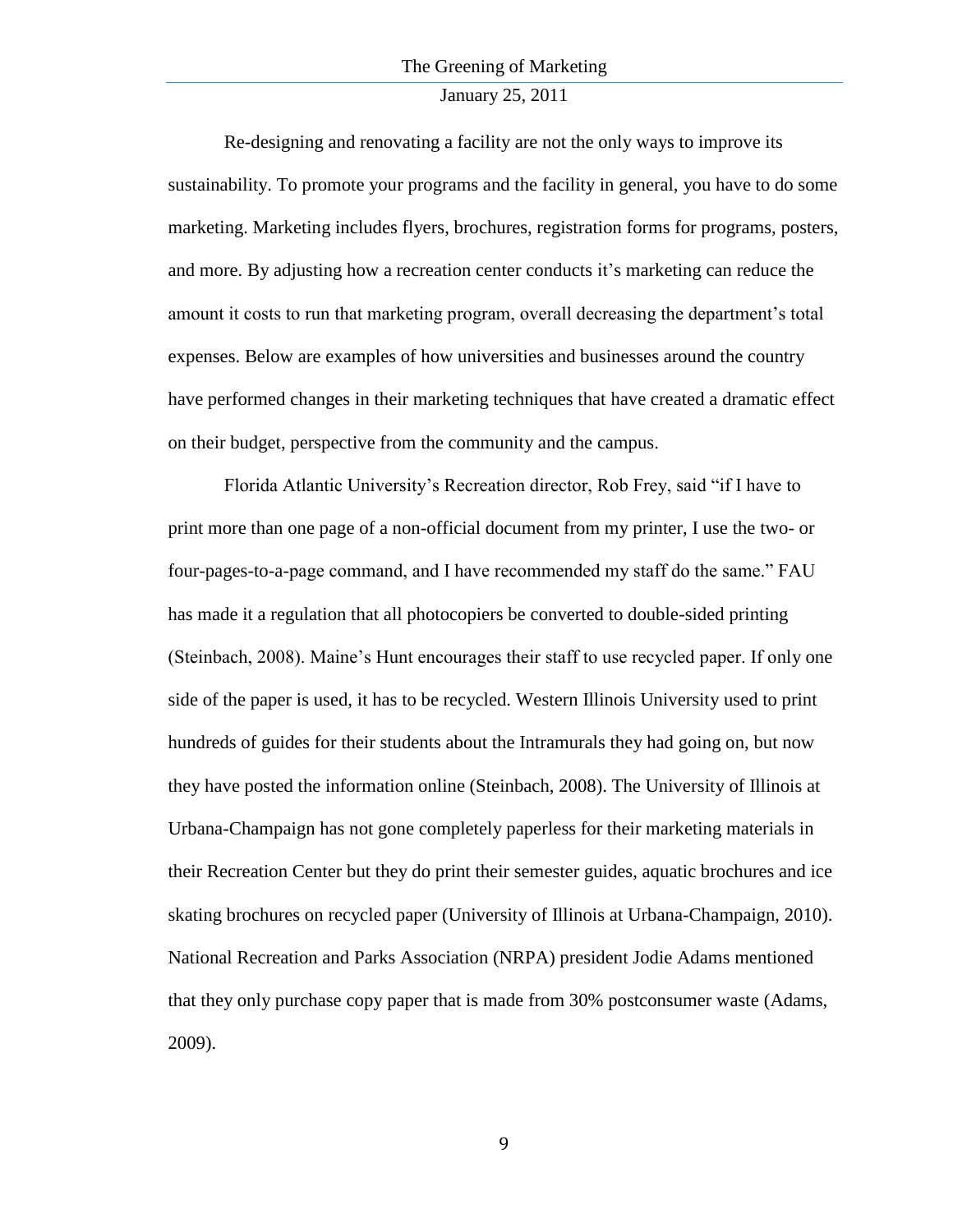Re-designing and renovating a facility are not the only ways to improve its sustainability. To promote your programs and the facility in general, you have to do some marketing. Marketing includes flyers, brochures, registration forms for programs, posters, and more. By adjusting how a recreation center conducts it's marketing can reduce the amount it costs to run that marketing program, overall decreasing the department's total expenses. Below are examples of how universities and businesses around the country have performed changes in their marketing techniques that have created a dramatic effect on their budget, perspective from the community and the campus.

Florida Atlantic University's Recreation director, Rob Frey, said "if I have to print more than one page of a non-official document from my printer, I use the two- or four-pages-to-a-page command, and I have recommended my staff do the same." FAU has made it a regulation that all photocopiers be converted to double-sided printing (Steinbach, 2008). Maine's Hunt encourages their staff to use recycled paper. If only one side of the paper is used, it has to be recycled. Western Illinois University used to print hundreds of guides for their students about the Intramurals they had going on, but now they have posted the information online (Steinbach, 2008). The University of Illinois at Urbana-Champaign has not gone completely paperless for their marketing materials in their Recreation Center but they do print their semester guides, aquatic brochures and ice skating brochures on recycled paper (University of Illinois at Urbana-Champaign, 2010). National Recreation and Parks Association (NRPA) president Jodie Adams mentioned that they only purchase copy paper that is made from 30% postconsumer waste (Adams, 2009).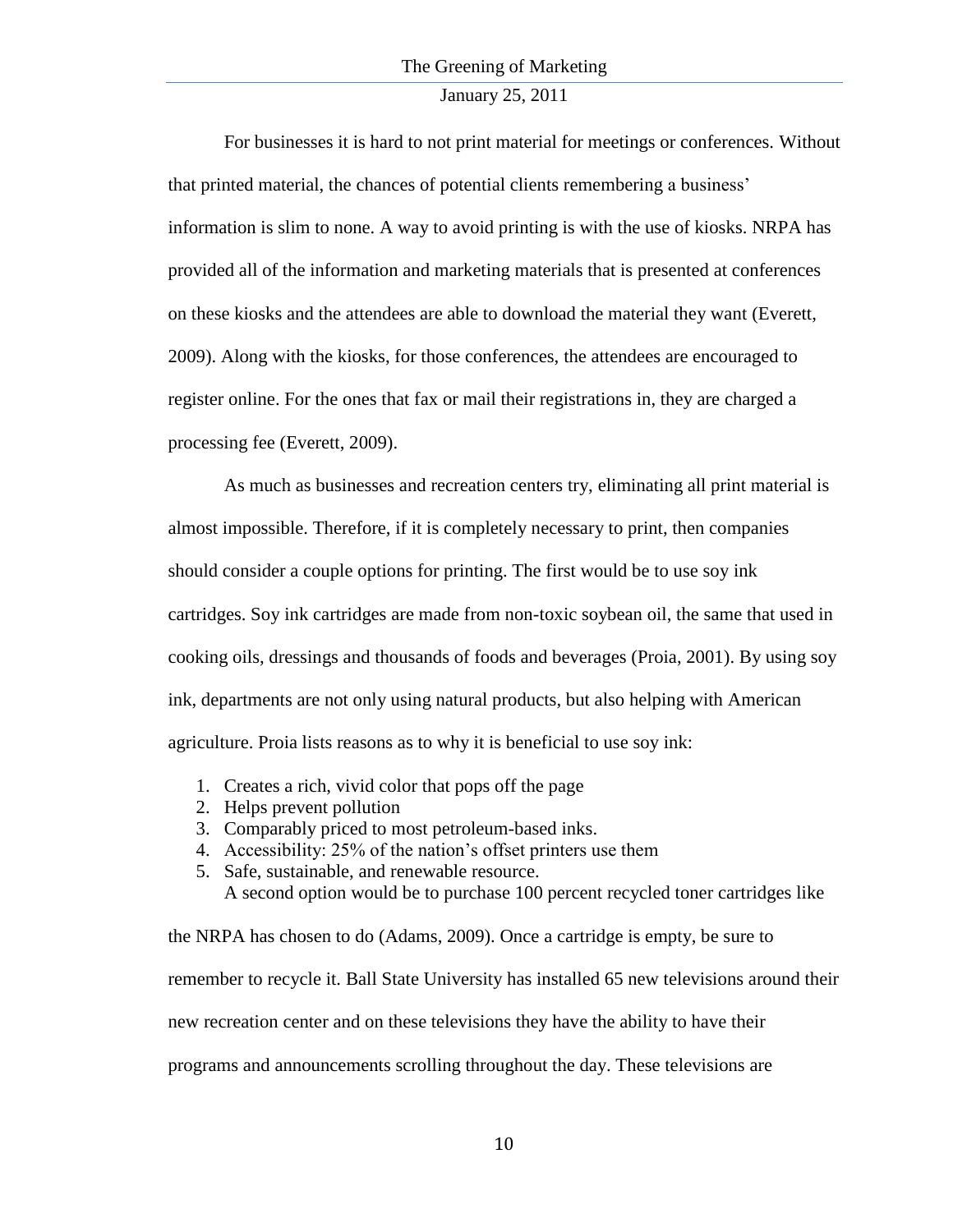For businesses it is hard to not print material for meetings or conferences. Without that printed material, the chances of potential clients remembering a business' information is slim to none. A way to avoid printing is with the use of kiosks. NRPA has provided all of the information and marketing materials that is presented at conferences on these kiosks and the attendees are able to download the material they want (Everett, 2009). Along with the kiosks, for those conferences, the attendees are encouraged to register online. For the ones that fax or mail their registrations in, they are charged a processing fee (Everett, 2009).

As much as businesses and recreation centers try, eliminating all print material is almost impossible. Therefore, if it is completely necessary to print, then companies should consider a couple options for printing. The first would be to use soy ink cartridges. Soy ink cartridges are made from non-toxic soybean oil, the same that used in cooking oils, dressings and thousands of foods and beverages (Proia, 2001). By using soy ink, departments are not only using natural products, but also helping with American agriculture. Proia lists reasons as to why it is beneficial to use soy ink:

1. Creates a rich, vivid color that pops off the page
2. Helps prevent pollution
3. Comparably priced to most petroleum-based inks.
4. Accessibility: 25% of the nation's offset printers use them
5. Safe, sustainable, and renewable resource.

A second option would be to purchase 100 percent recycled toner cartridges like the NRPA has chosen to do (Adams, 2009). Once a cartridge is empty, be sure to remember to recycle it. Ball State University has installed 65 new televisions around their new recreation center and on these televisions they have the ability to have their programs and announcements scrolling throughout the day. These televisions are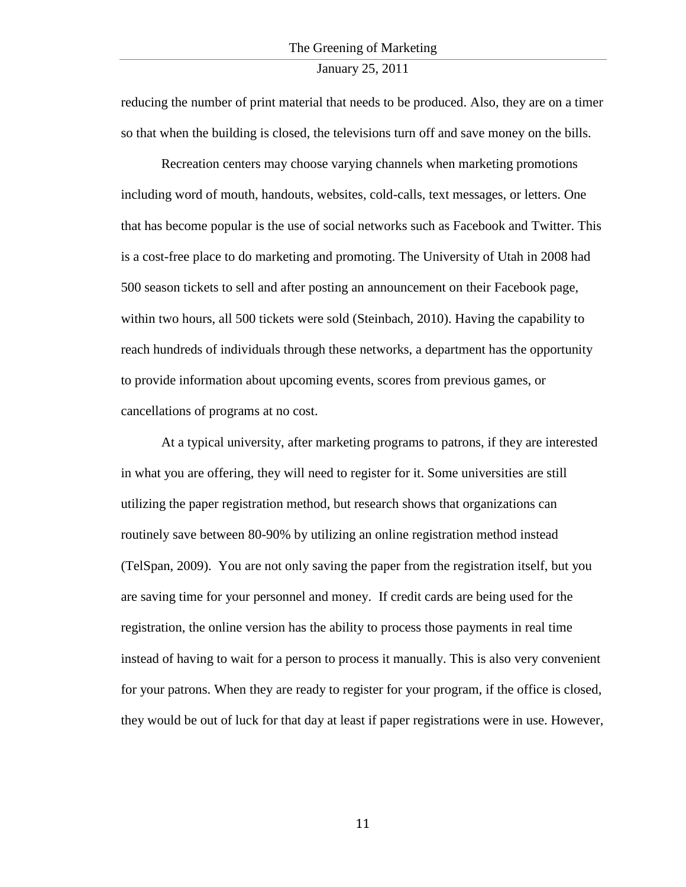reducing the number of print material that needs to be produced. Also, they are on a timer so that when the building is closed, the televisions turn off and save money on the bills.

Recreation centers may choose varying channels when marketing promotions including word of mouth, handouts, websites, cold-calls, text messages, or letters. One that has become popular is the use of social networks such as Facebook and Twitter. This is a cost-free place to do marketing and promoting. The University of Utah in 2008 had 500 season tickets to sell and after posting an announcement on their Facebook page, within two hours, all 500 tickets were sold (Steinbach, 2010). Having the capability to reach hundreds of individuals through these networks, a department has the opportunity to provide information about upcoming events, scores from previous games, or cancellations of programs at no cost.

At a typical university, after marketing programs to patrons, if they are interested in what you are offering, they will need to register for it. Some universities are still utilizing the paper registration method, but research shows that organizations can routinely save between 80-90% by utilizing an online registration method instead (TelSpan, 2009). You are not only saving the paper from the registration itself, but you are saving time for your personnel and money. If credit cards are being used for the registration, the online version has the ability to process those payments in real time instead of having to wait for a person to process it manually. This is also very convenient for your patrons. When they are ready to register for your program, if the office is closed, they would be out of luck for that day at least if paper registrations were in use. However,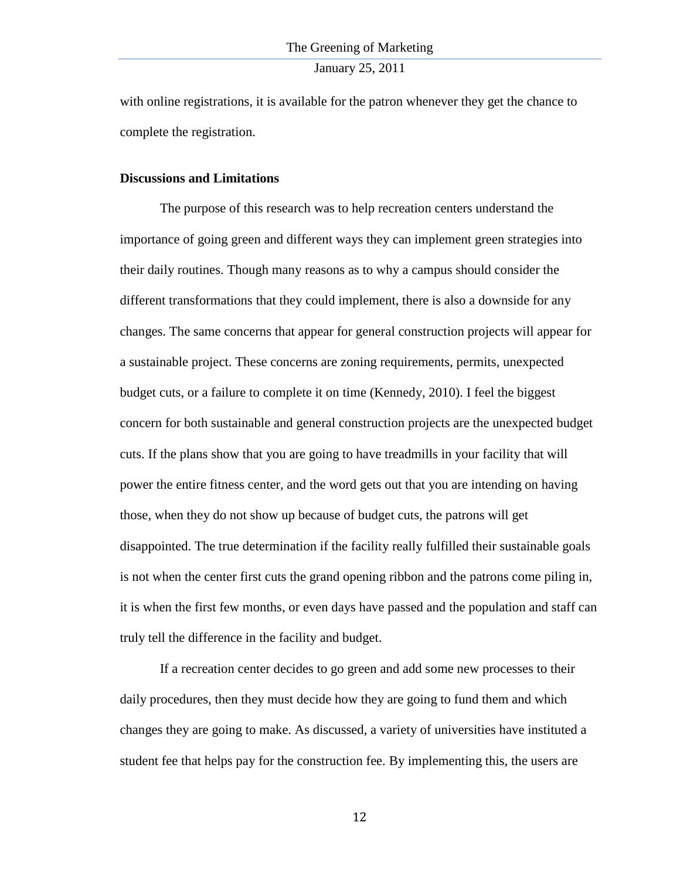with online registrations, it is available for the patron whenever they get the chance to complete the registration.

**Discussions and Limitations**

The purpose of this research was to help recreation centers understand the importance of going green and different ways they can implement green strategies into their daily routines. Though many reasons as to why a campus should consider the different transformations that they could implement, there is also a downside for any changes. The same concerns that appear for general construction projects will appear for a sustainable project. These concerns are zoning requirements, permits, unexpected budget cuts, or a failure to complete it on time (Kennedy, 2010). I feel the biggest concern for both sustainable and general construction projects are the unexpected budget cuts. If the plans show that you are going to have treadmills in your facility that will power the entire fitness center, and the word gets out that you are intending on having those, when they do not show up because of budget cuts, the patrons will get disappointed. The true determination if the facility really fulfilled their sustainable goals is not when the center first cuts the grand opening ribbon and the patrons come piling in, it is when the first few months, or even days have passed and the population and staff can truly tell the difference in the facility and budget.

If a recreation center decides to go green and add some new processes to their daily procedures, then they must decide how they are going to fund them and which changes they are going to make. As discussed, a variety of universities have instituted a student fee that helps pay for the construction fee. By implementing this, the users are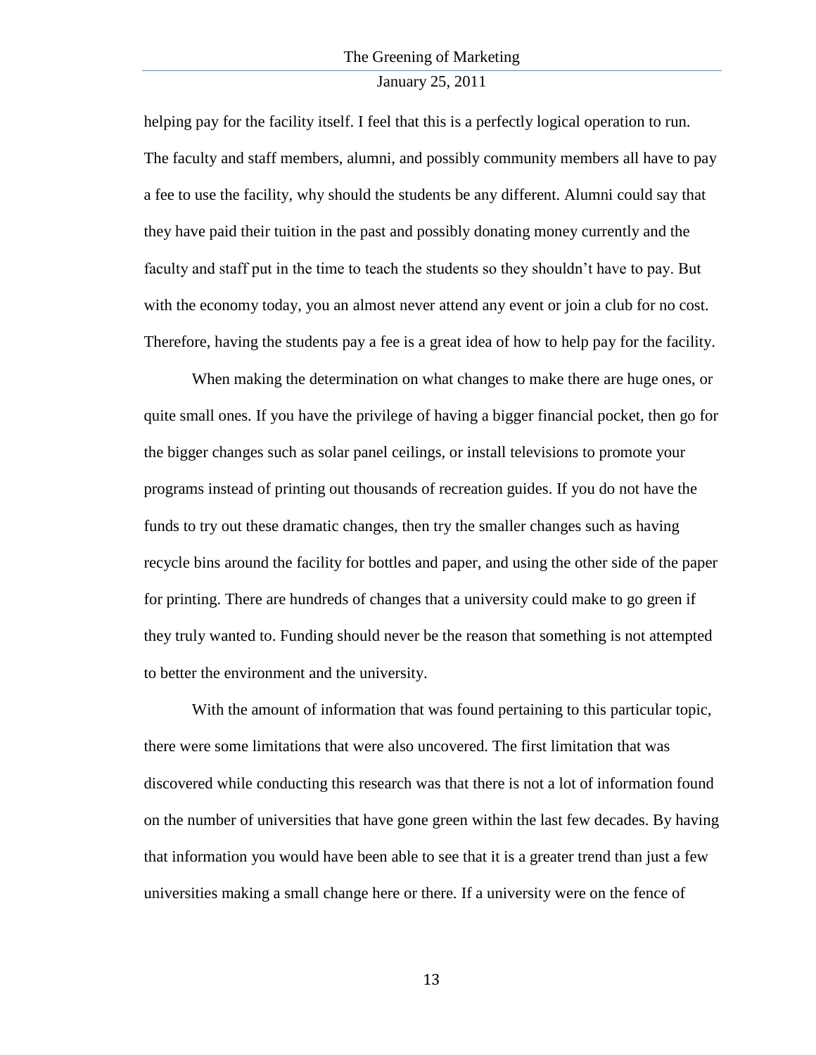helping pay for the facility itself. I feel that this is a perfectly logical operation to run. The faculty and staff members, alumni, and possibly community members all have to pay a fee to use the facility, why should the students be any different. Alumni could say that they have paid their tuition in the past and possibly donating money currently and the faculty and staff put in the time to teach the students so they shouldn't have to pay. But with the economy today, you an almost never attend any event or join a club for no cost. Therefore, having the students pay a fee is a great idea of how to help pay for the facility.

When making the determination on what changes to make there are huge ones, or quite small ones. If you have the privilege of having a bigger financial pocket, then go for the bigger changes such as solar panel ceilings, or install televisions to promote your programs instead of printing out thousands of recreation guides. If you do not have the funds to try out these dramatic changes, then try the smaller changes such as having recycle bins around the facility for bottles and paper, and using the other side of the paper for printing. There are hundreds of changes that a university could make to go green if they truly wanted to. Funding should never be the reason that something is not attempted to better the environment and the university.

With the amount of information that was found pertaining to this particular topic, there were some limitations that were also uncovered. The first limitation that was discovered while conducting this research was that there is not a lot of information found on the number of universities that have gone green within the last few decades. By having that information you would have been able to see that it is a greater trend than just a few universities making a small change here or there. If a university were on the fence of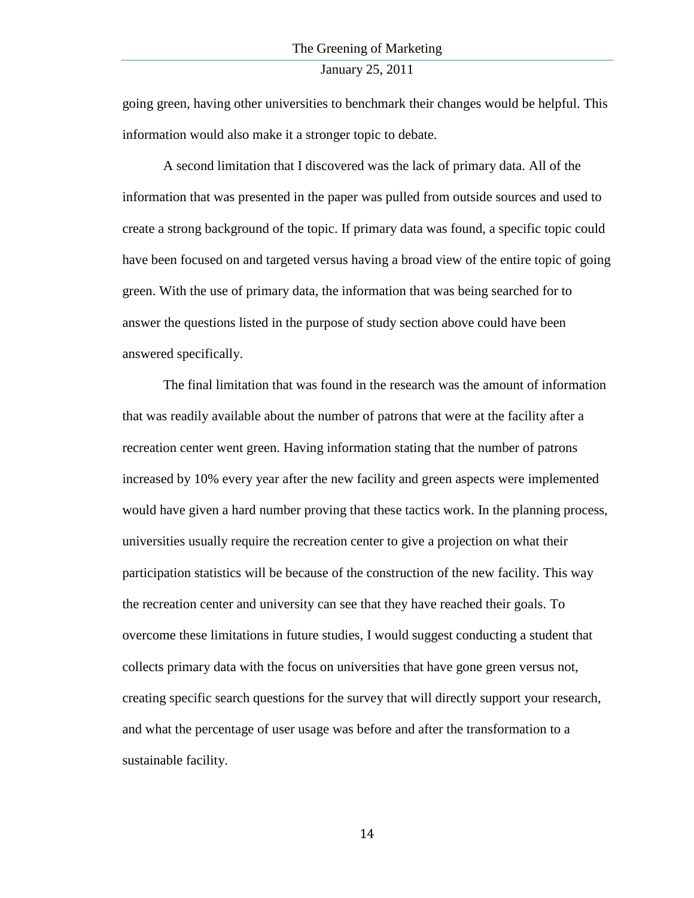going green, having other universities to benchmark their changes would be helpful. This information would also make it a stronger topic to debate.

A second limitation that I discovered was the lack of primary data. All of the information that was presented in the paper was pulled from outside sources and used to create a strong background of the topic. If primary data was found, a specific topic could have been focused on and targeted versus having a broad view of the entire topic of going green. With the use of primary data, the information that was being searched for to answer the questions listed in the purpose of study section above could have been answered specifically.

The final limitation that was found in the research was the amount of information that was readily available about the number of patrons that were at the facility after a recreation center went green. Having information stating that the number of patrons increased by 10% every year after the new facility and green aspects were implemented would have given a hard number proving that these tactics work. In the planning process, universities usually require the recreation center to give a projection on what their participation statistics will be because of the construction of the new facility. This way the recreation center and university can see that they have reached their goals. To overcome these limitations in future studies, I would suggest conducting a student that collects primary data with the focus on universities that have gone green versus not, creating specific search questions for the survey that will directly support your research, and what the percentage of user usage was before and after the transformation to a sustainable facility.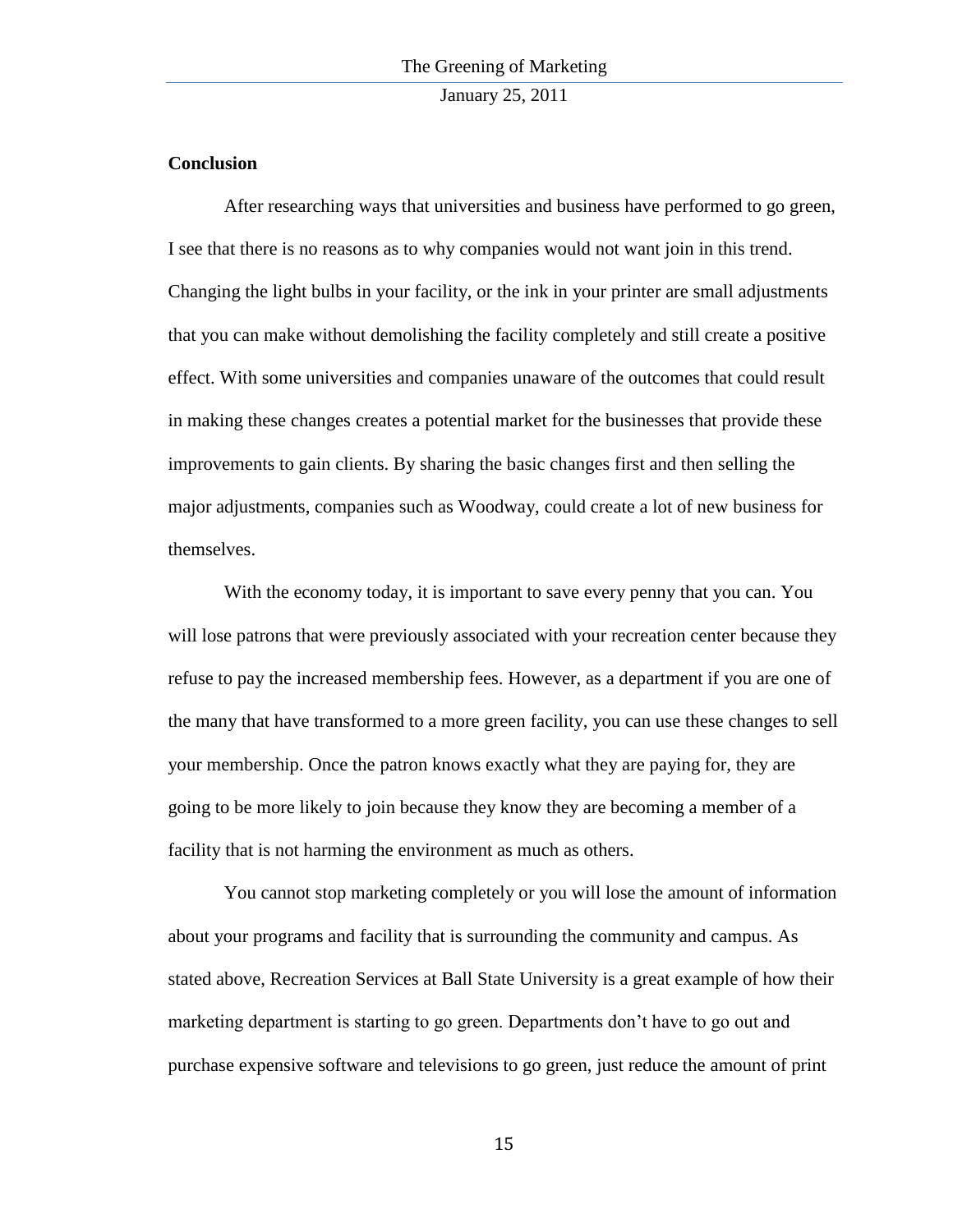## Conclusion

After researching ways that universities and business have performed to go green, I see that there is no reasons as to why companies would not want join in this trend. Changing the light bulbs in your facility, or the ink in your printer are small adjustments that you can make without demolishing the facility completely and still create a positive effect. With some universities and companies unaware of the outcomes that could result in making these changes creates a potential market for the businesses that provide these improvements to gain clients. By sharing the basic changes first and then selling the major adjustments, companies such as Woodway, could create a lot of new business for themselves.

With the economy today, it is important to save every penny that you can. You will lose patrons that were previously associated with your recreation center because they refuse to pay the increased membership fees. However, as a department if you are one of the many that have transformed to a more green facility, you can use these changes to sell your membership. Once the patron knows exactly what they are paying for, they are going to be more likely to join because they know they are becoming a member of a facility that is not harming the environment as much as others.

You cannot stop marketing completely or you will lose the amount of information about your programs and facility that is surrounding the community and campus. As stated above, Recreation Services at Ball State University is a great example of how their marketing department is starting to go green. Departments don't have to go out and purchase expensive software and televisions to go green, just reduce the amount of print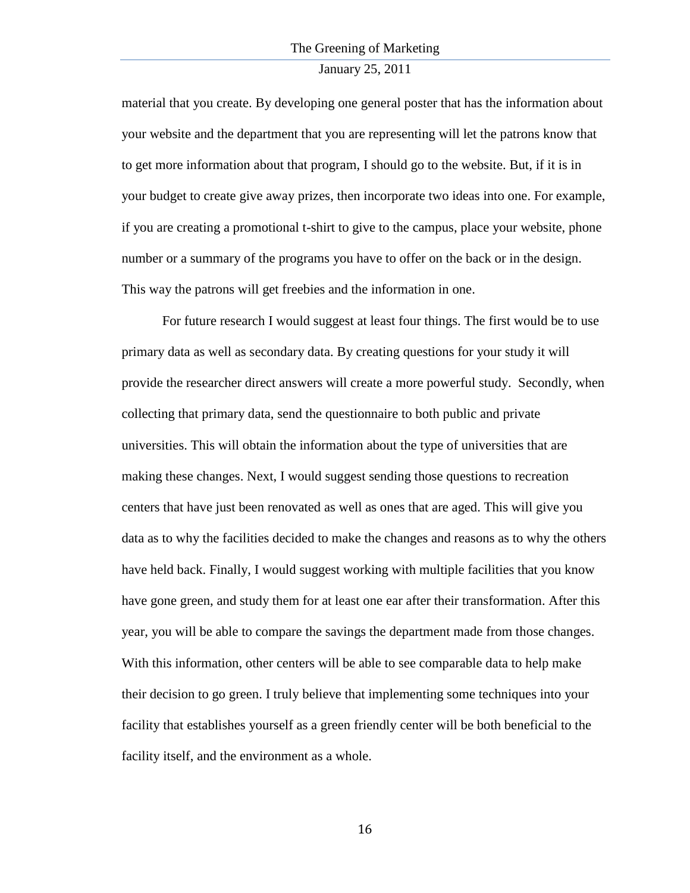material that you create. By developing one general poster that has the information about your website and the department that you are representing will let the patrons know that to get more information about that program, I should go to the website. But, if it is in your budget to create give away prizes, then incorporate two ideas into one. For example, if you are creating a promotional t-shirt to give to the campus, place your website, phone number or a summary of the programs you have to offer on the back or in the design. This way the patrons will get freebies and the information in one.

For future research I would suggest at least four things. The first would be to use primary data as well as secondary data. By creating questions for your study it will provide the researcher direct answers will create a more powerful study. Secondly, when collecting that primary data, send the questionnaire to both public and private universities. This will obtain the information about the type of universities that are making these changes. Next, I would suggest sending those questions to recreation centers that have just been renovated as well as ones that are aged. This will give you data as to why the facilities decided to make the changes and reasons as to why the others have held back. Finally, I would suggest working with multiple facilities that you know have gone green, and study them for at least one ear after their transformation. After this year, you will be able to compare the savings the department made from those changes. With this information, other centers will be able to see comparable data to help make their decision to go green. I truly believe that implementing some techniques into your facility that establishes yourself as a green friendly center will be both beneficial to the facility itself, and the environment as a whole.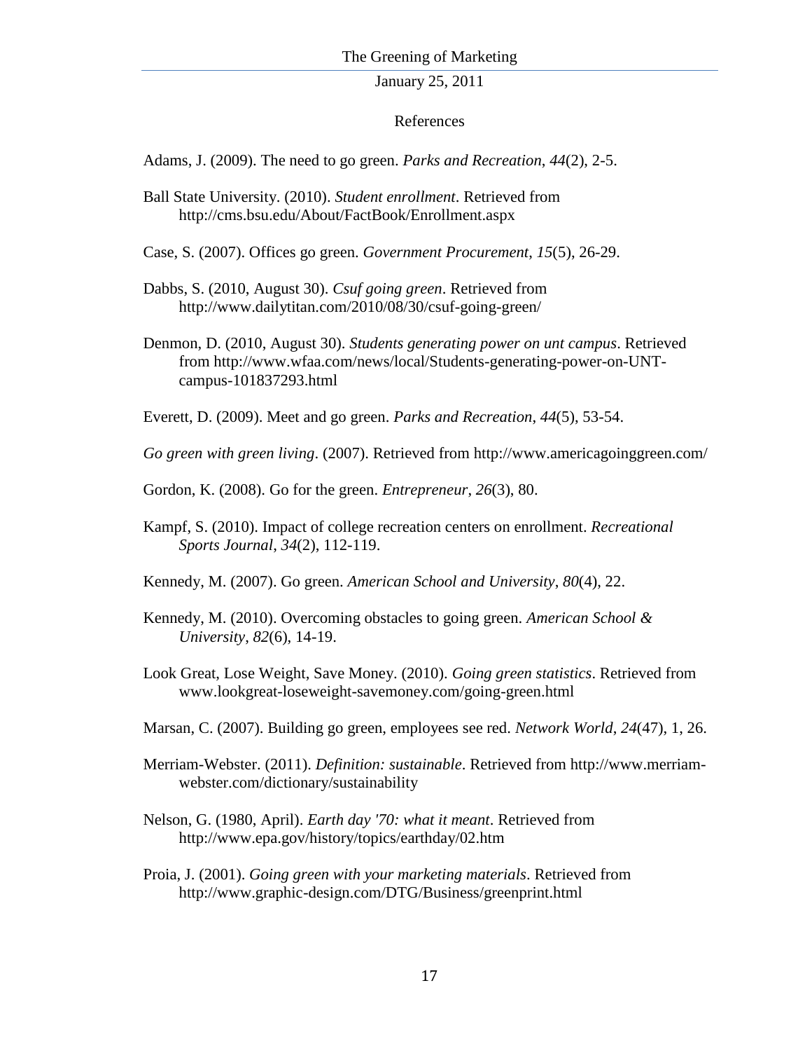# References

Adams, J. (2009). The need to go green. *Parks and Recreation*, *44*(2), 2-5.

Ball State University. (2010). *Student enrollment*. Retrieved from http://cms.bsu.edu/About/FactBook/Enrollment.aspx

Case, S. (2007). Offices go green. *Government Procurement*, *15*(5), 26-29.

Dabbs, S. (2010, August 30). *Csuf going green*. Retrieved from http://www.dailytitan.com/2010/08/30/csuf-going-green/

Denmon, D. (2010, August 30). *Students generating power on unt campus*. Retrieved from http://www.wfaa.com/news/local/Students-generating-power-on-UNT-campus-101837293.html

Everett, D. (2009). Meet and go green. *Parks and Recreation*, *44*(5), 53-54.

*Go green with green living*. (2007). Retrieved from http://www.americagoinggreen.com/

Gordon, K. (2008). Go for the green. *Entrepreneur*, *26*(3), 80.

Kampf, S. (2010). Impact of college recreation centers on enrollment. *Recreational Sports Journal*, *34*(2), 112-119.

Kennedy, M. (2007). Go green. *American School and University*, *80*(4), 22.

Kennedy, M. (2010). Overcoming obstacles to going green. *American School & University*, *82*(6), 14-19.

Look Great, Lose Weight, Save Money. (2010). *Going green statistics*. Retrieved from www.lookgreat-loseweight-savemoney.com/going-green.html

Marsan, C. (2007). Building go green, employees see red. *Network World*, *24*(47), 1, 26.

Merriam-Webster. (2011). *Definition: sustainable*. Retrieved from http://www.merriam-webster.com/dictionary/sustainability

Nelson, G. (1980, April). *Earth day '70: what it meant*. Retrieved from http://www.epa.gov/history/topics/earthday/02.htm

Proia, J. (2001). *Going green with your marketing materials*. Retrieved from http://www.graphic-design.com/DTG/Business/greenprint.html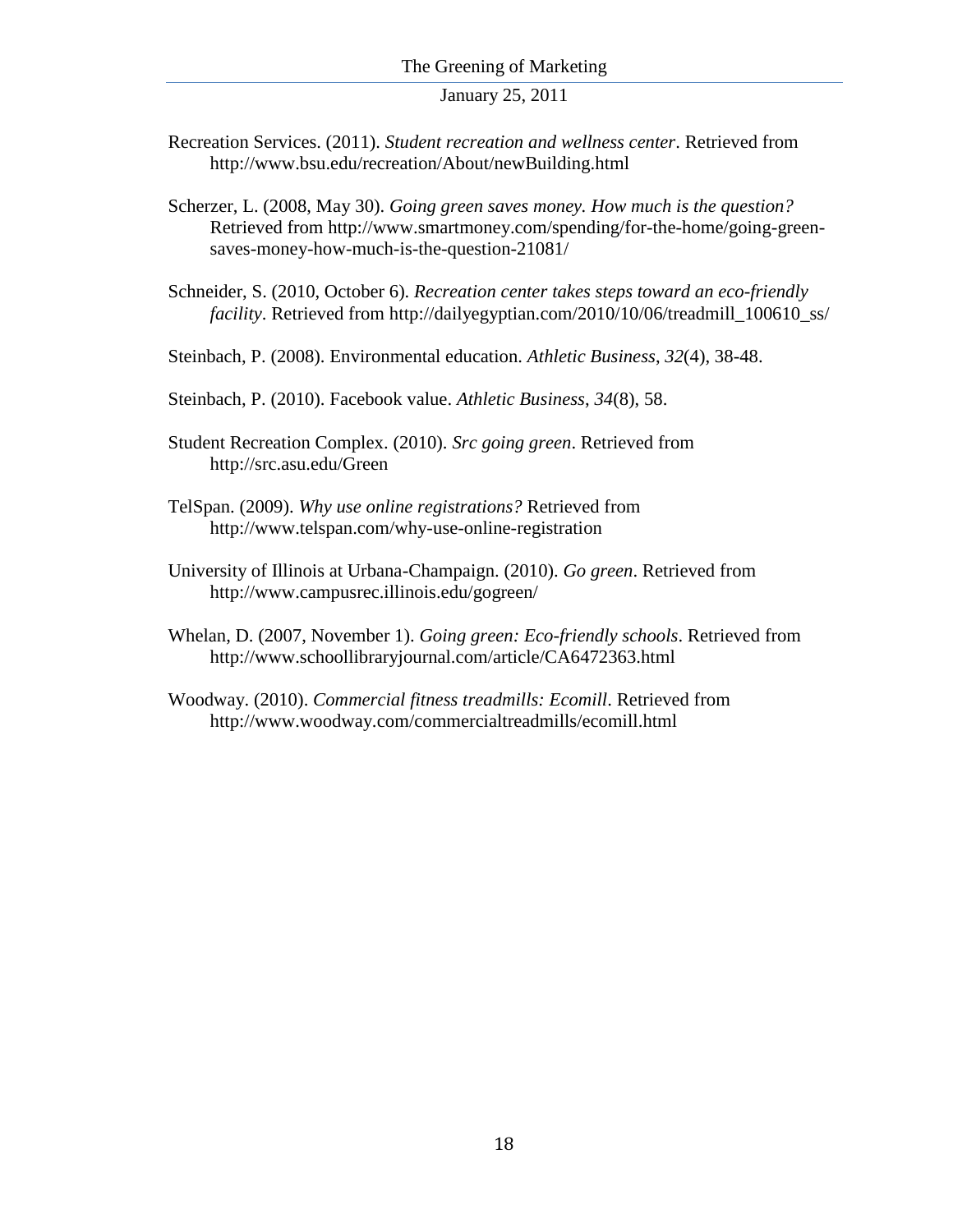Recreation Services. (2011). *Student recreation and wellness center*. Retrieved from http://www.bsu.edu/recreation/About/newBuilding.html

Scherzer, L. (2008, May 30). *Going green saves money. How much is the question?* Retrieved from http://www.smartmoney.com/spending/for-the-home/going-green-saves-money-how-much-is-the-question-21081/

Schneider, S. (2010, October 6). *Recreation center takes steps toward an eco-friendly facility*. Retrieved from http://dailyegyptian.com/2010/10/06/treadmill_100610_ss/

Steinbach, P. (2008). Environmental education. *Athletic Business*, *32*(4), 38-48.

Steinbach, P. (2010). Facebook value. *Athletic Business*, *34*(8), 58.

Student Recreation Complex. (2010). *Src going green*. Retrieved from http://src.asu.edu/Green

TelSpan. (2009). *Why use online registrations?* Retrieved from http://www.telspan.com/why-use-online-registration

University of Illinois at Urbana-Champaign. (2010). *Go green*. Retrieved from http://www.campusrec.illinois.edu/gogreen/

Whelan, D. (2007, November 1). *Going green: Eco-friendly schools*. Retrieved from http://www.schoollibraryjournal.com/article/CA6472363.html

Woodway. (2010). *Commercial fitness treadmills: Ecomill*. Retrieved from http://www.woodway.com/commercialtreadmills/ecomill.html